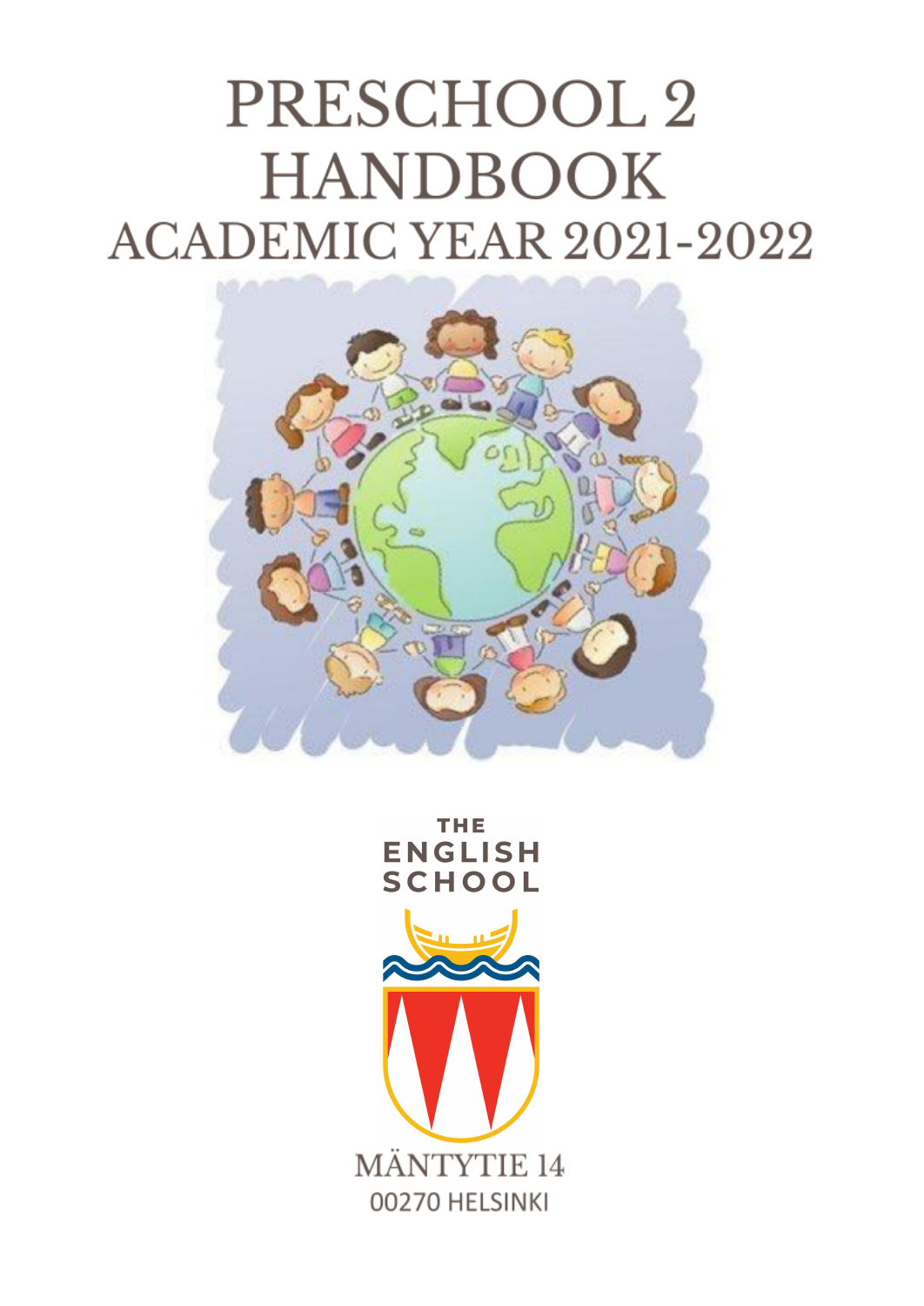# PRESCHOOL 2 HANDBOOK

## ACADEMIC YEAR 2021-2022

THE ENGLISH SCHOOL

MÄNTYTIE 14
00270 HELSINKI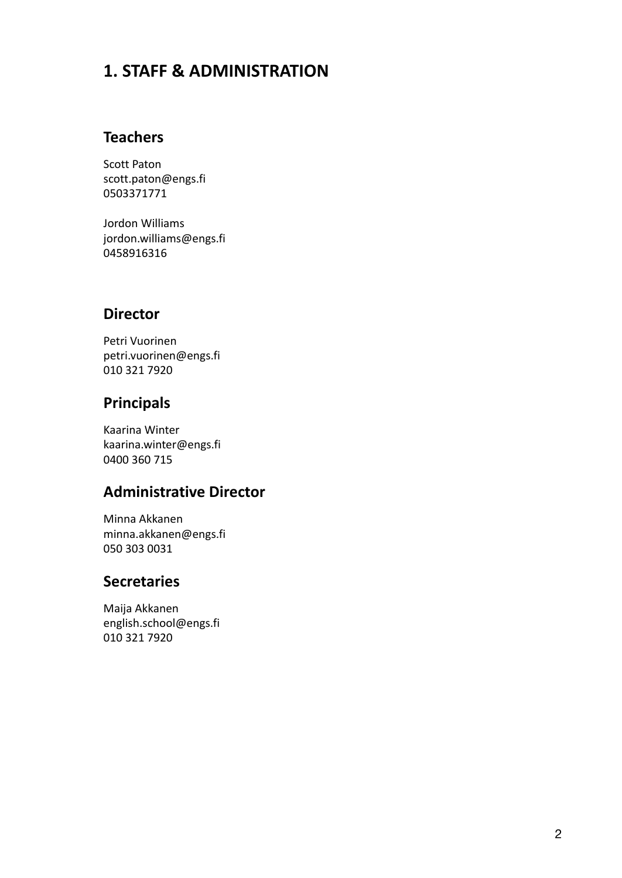# 1. STAFF & ADMINISTRATION

## Teachers

Scott Paton
scott.paton@engs.fi
0503371771

Jordon Williams
jordon.williams@engs.fi
0458916316

## Director

Petri Vuorinen
petri.vuorinen@engs.fi
010 321 7920

## Principals

Kaarina Winter
kaarina.winter@engs.fi
0400 360 715

## Administrative Director

Minna Akkanen
minna.akkanen@engs.fi
050 303 0031

## Secretaries

Maija Akkanen
english.school@engs.fi
010 321 7920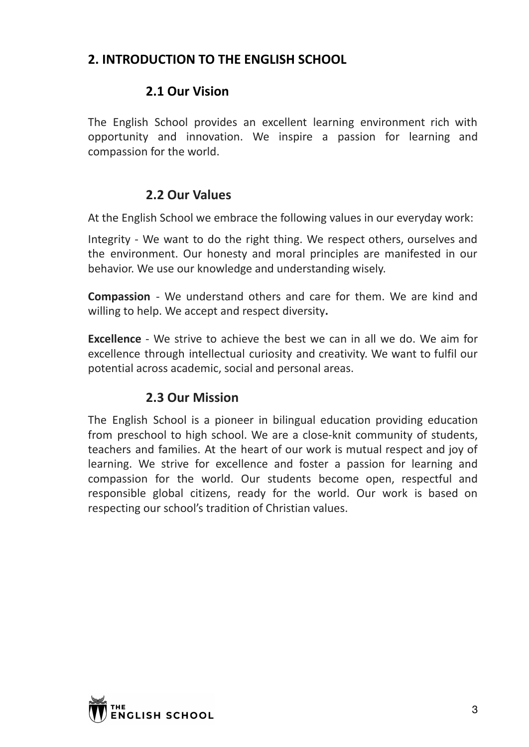## 2. INTRODUCTION TO THE ENGLISH SCHOOL

### 2.1 Our Vision

The English School provides an excellent learning environment rich with opportunity and innovation. We inspire a passion for learning and compassion for the world.

### 2.2 Our Values

At the English School we embrace the following values in our everyday work:

Integrity - We want to do the right thing. We respect others, ourselves and the environment. Our honesty and moral principles are manifested in our behavior. We use our knowledge and understanding wisely.

**Compassion** - We understand others and care for them. We are kind and willing to help. We accept and respect diversity**.**

**Excellence** - We strive to achieve the best we can in all we do. We aim for excellence through intellectual curiosity and creativity. We want to fulfil our potential across academic, social and personal areas.

### 2.3 Our Mission

The English School is a pioneer in bilingual education providing education from preschool to high school. We are a close-knit community of students, teachers and families. At the heart of our work is mutual respect and joy of learning. We strive for excellence and foster a passion for learning and compassion for the world. Our students become open, respectful and responsible global citizens, ready for the world. Our work is based on respecting our school's tradition of Christian values.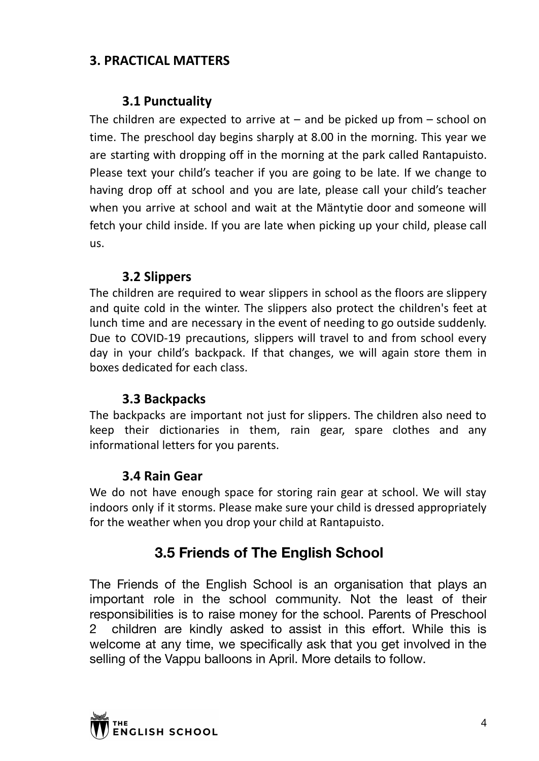## 3. PRACTICAL MATTERS

### 3.1 Punctuality

The children are expected to arrive at – and be picked up from – school on time. The preschool day begins sharply at 8.00 in the morning. This year we are starting with dropping off in the morning at the park called Rantapuisto. Please text your child's teacher if you are going to be late. If we change to having drop off at school and you are late, please call your child's teacher when you arrive at school and wait at the Mäntytie door and someone will fetch your child inside. If you are late when picking up your child, please call us.

### 3.2 Slippers

The children are required to wear slippers in school as the floors are slippery and quite cold in the winter. The slippers also protect the children's feet at lunch time and are necessary in the event of needing to go outside suddenly. Due to COVID-19 precautions, slippers will travel to and from school every day in your child's backpack. If that changes, we will again store them in boxes dedicated for each class.

### 3.3 Backpacks

The backpacks are important not just for slippers. The children also need to keep their dictionaries in them, rain gear, spare clothes and any informational letters for you parents.

### 3.4 Rain Gear

We do not have enough space for storing rain gear at school. We will stay indoors only if it storms. Please make sure your child is dressed appropriately for the weather when you drop your child at Rantapuisto.

### 3.5 Friends of The English School

The Friends of the English School is an organisation that plays an important role in the school community. Not the least of their responsibilities is to raise money for the school. Parents of Preschool 2 children are kindly asked to assist in this effort. While this is welcome at any time, we specifically ask that you get involved in the selling of the Vappu balloons in April. More details to follow.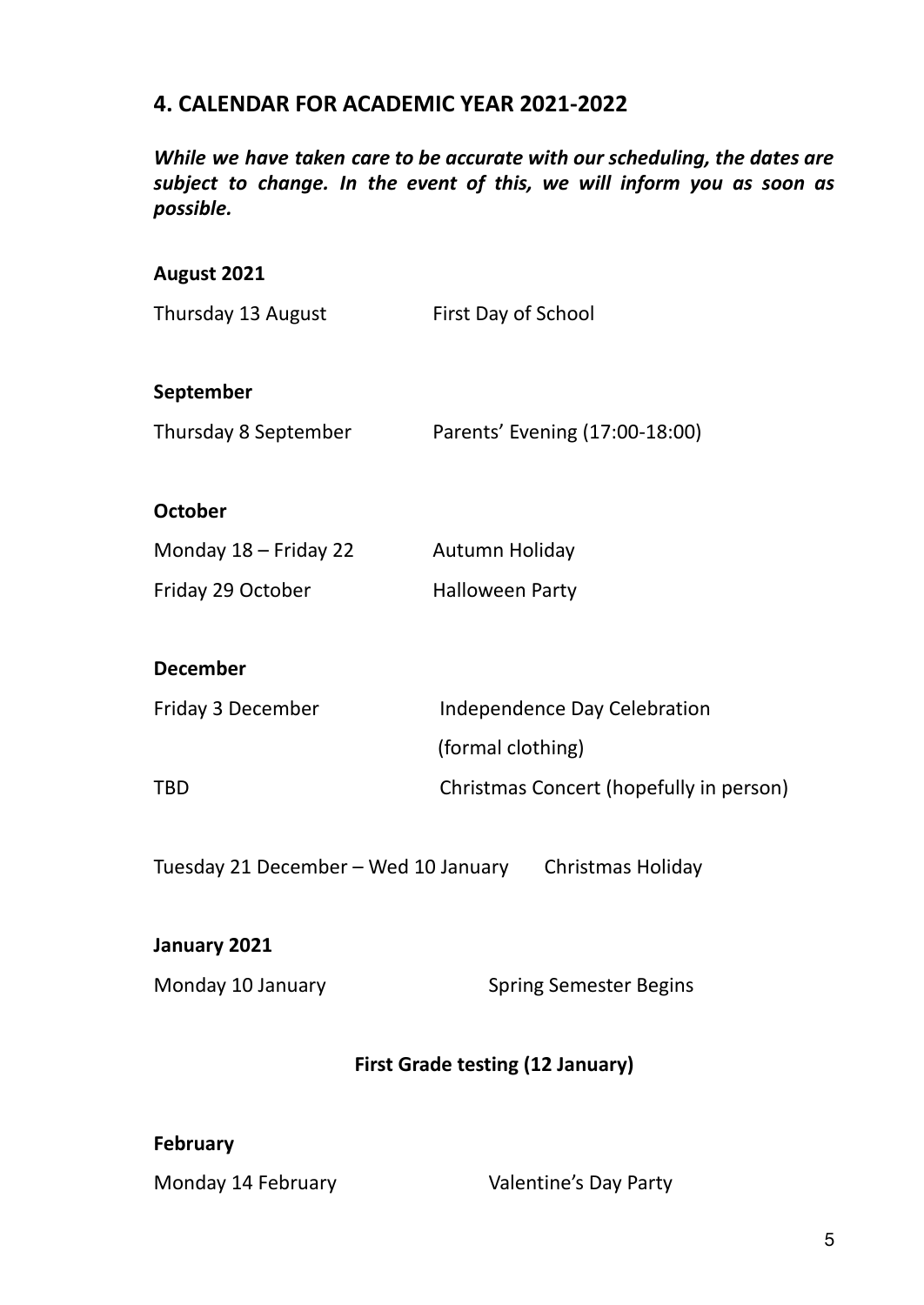## 4. CALENDAR FOR ACADEMIC YEAR 2021-2022

***While we have taken care to be accurate with our scheduling, the dates are subject to change. In the event of this, we will inform you as soon as possible.***

**August 2021**

| | |
|---|---|
| Thursday 13 August | First Day of School |

**September**

| | |
|---|---|
| Thursday 8 September | Parents' Evening (17:00-18:00) |

**October**

| | |
|---|---|
| Monday 18 – Friday 22 | Autumn Holiday |
| Friday 29 October | Halloween Party |

**December**

| | |
|---|---|
| Friday 3 December | Independence Day Celebration (formal clothing) |
| TBD | Christmas Concert (hopefully in person) |

Tuesday 21 December – Wed 10 January  Christmas Holiday

**January 2021**

| | |
|---|---|
| Monday 10 January | Spring Semester Begins |

**First Grade testing (12 January)**

**February**

| | |
|---|---|
| Monday 14 February | Valentine's Day Party |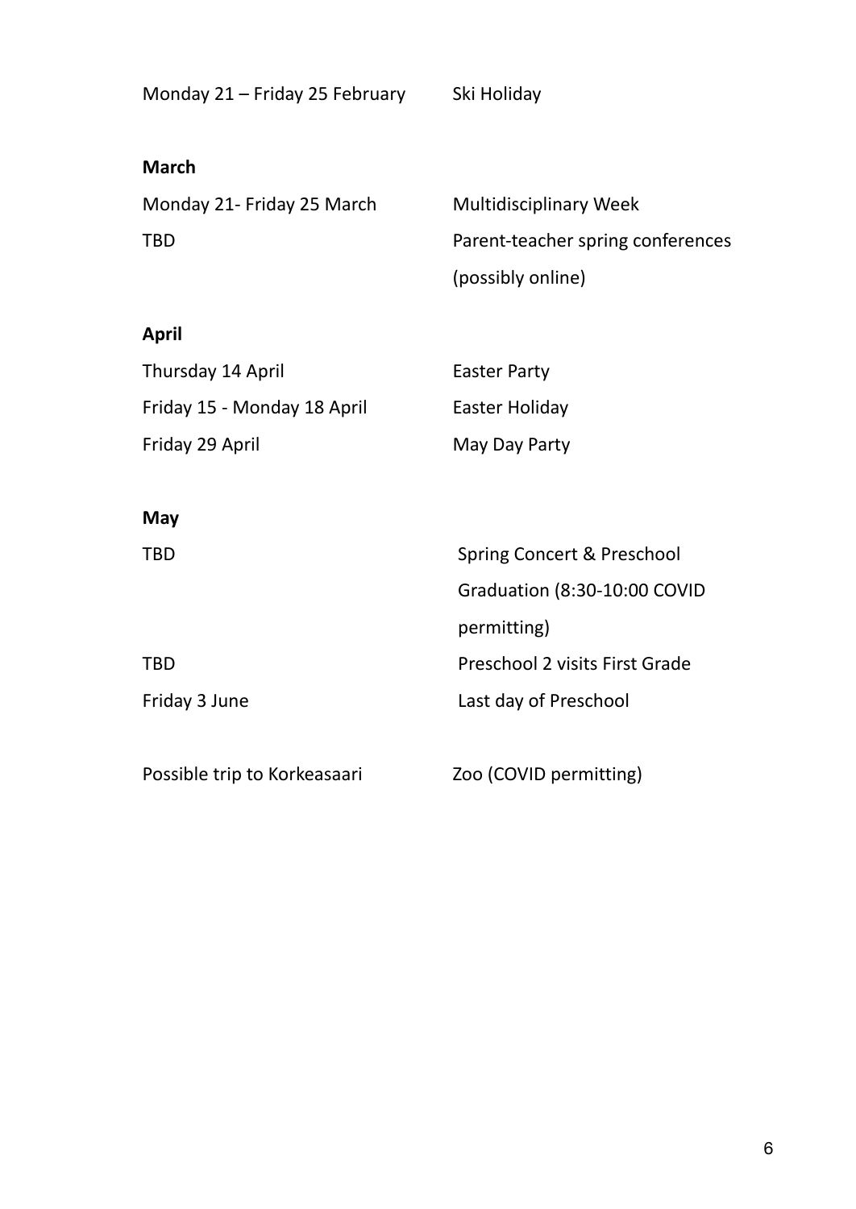| | |
|---|---|
| Monday 21 – Friday 25 February | Ski Holiday |

**March**

| | |
|---|---|
| Monday 21- Friday 25 March | Multidisciplinary Week |
| TBD | Parent-teacher spring conferences (possibly online) |

**April**

| | |
|---|---|
| Thursday 14 April | Easter Party |
| Friday 15 - Monday 18 April | Easter Holiday |
| Friday 29 April | May Day Party |

**May**

| | |
|---|---|
| TBD | Spring Concert & Preschool Graduation (8:30-10:00 COVID permitting) |
| TBD | Preschool 2 visits First Grade |
| Friday 3 June | Last day of Preschool |

| | |
|---|---|
| Possible trip to Korkeasaari | Zoo (COVID permitting) |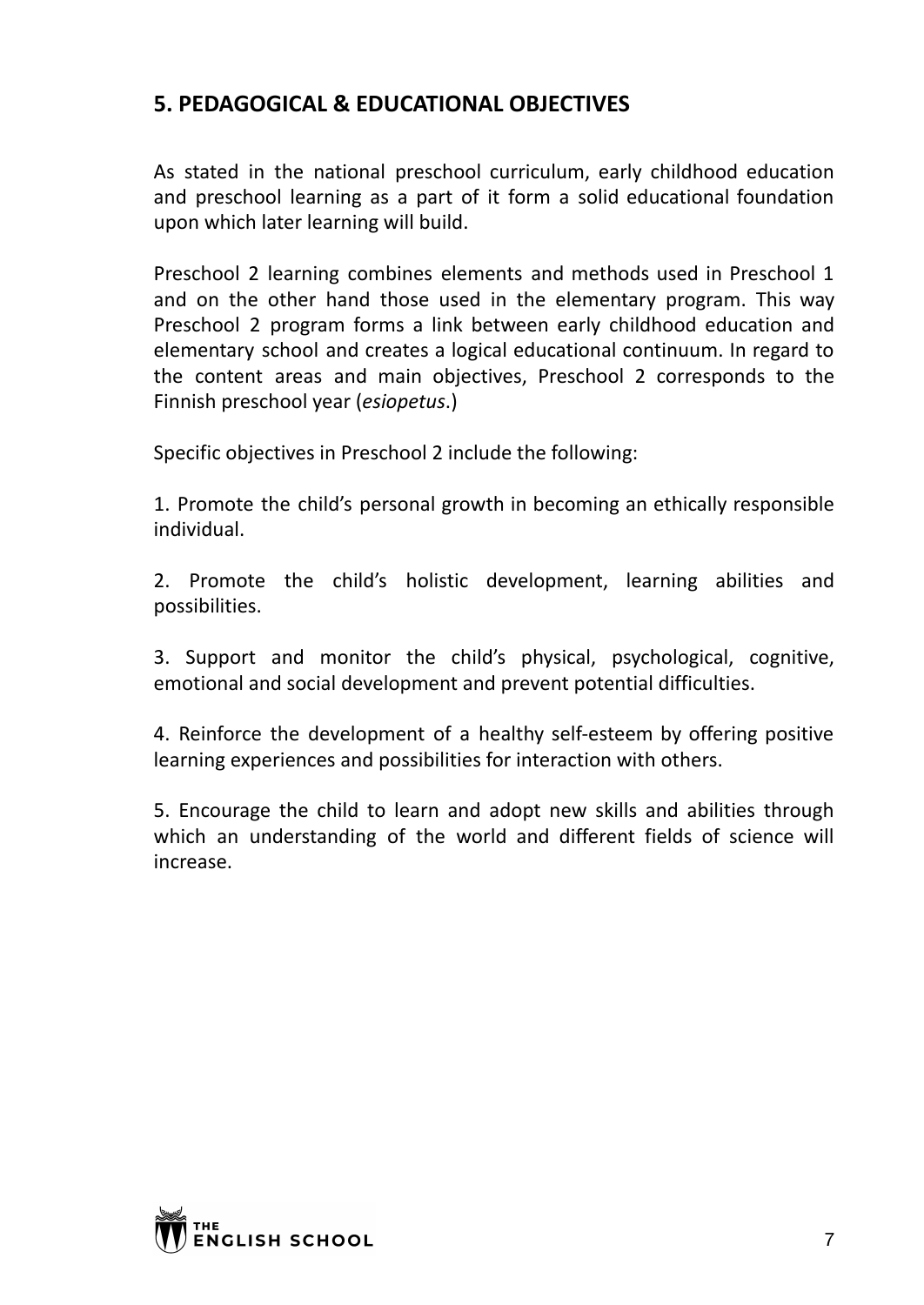## 5. PEDAGOGICAL & EDUCATIONAL OBJECTIVES

As stated in the national preschool curriculum, early childhood education and preschool learning as a part of it form a solid educational foundation upon which later learning will build.

Preschool 2 learning combines elements and methods used in Preschool 1 and on the other hand those used in the elementary program. This way Preschool 2 program forms a link between early childhood education and elementary school and creates a logical educational continuum. In regard to the content areas and main objectives, Preschool 2 corresponds to the Finnish preschool year (*esiopetus*.)

Specific objectives in Preschool 2 include the following:

1. Promote the child's personal growth in becoming an ethically responsible individual.

2. Promote the child's holistic development, learning abilities and possibilities.

3. Support and monitor the child's physical, psychological, cognitive, emotional and social development and prevent potential difficulties.

4. Reinforce the development of a healthy self-esteem by offering positive learning experiences and possibilities for interaction with others.

5. Encourage the child to learn and adopt new skills and abilities through which an understanding of the world and different fields of science will increase.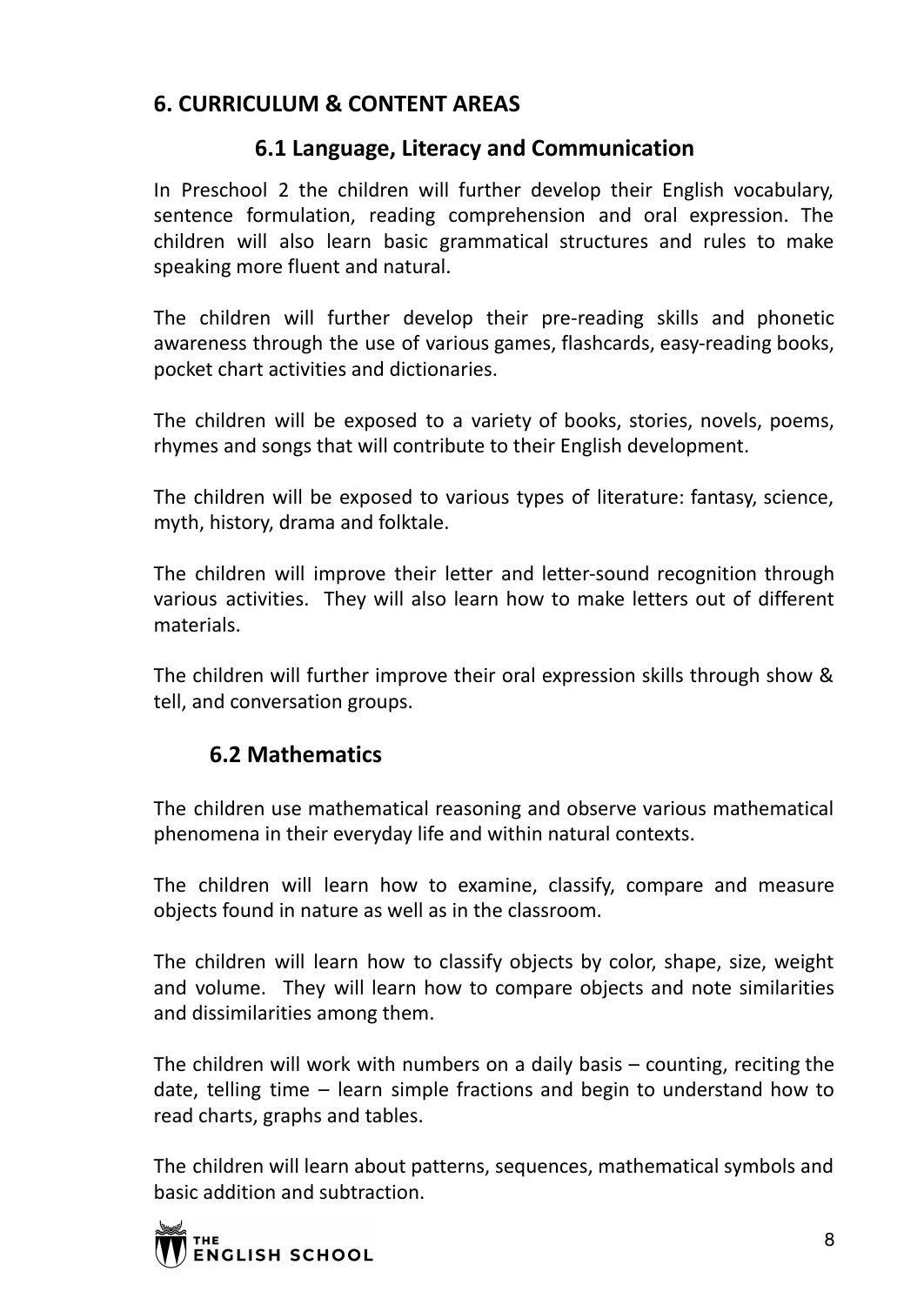## 6. CURRICULUM & CONTENT AREAS

### 6.1 Language, Literacy and Communication

In Preschool 2 the children will further develop their English vocabulary, sentence formulation, reading comprehension and oral expression. The children will also learn basic grammatical structures and rules to make speaking more fluent and natural.

The children will further develop their pre-reading skills and phonetic awareness through the use of various games, flashcards, easy-reading books, pocket chart activities and dictionaries.

The children will be exposed to a variety of books, stories, novels, poems, rhymes and songs that will contribute to their English development.

The children will be exposed to various types of literature: fantasy, science, myth, history, drama and folktale.

The children will improve their letter and letter-sound recognition through various activities. They will also learn how to make letters out of different materials.

The children will further improve their oral expression skills through show & tell, and conversation groups.

### 6.2 Mathematics

The children use mathematical reasoning and observe various mathematical phenomena in their everyday life and within natural contexts.

The children will learn how to examine, classify, compare and measure objects found in nature as well as in the classroom.

The children will learn how to classify objects by color, shape, size, weight and volume. They will learn how to compare objects and note similarities and dissimilarities among them.

The children will work with numbers on a daily basis – counting, reciting the date, telling time – learn simple fractions and begin to understand how to read charts, graphs and tables.

The children will learn about patterns, sequences, mathematical symbols and basic addition and subtraction.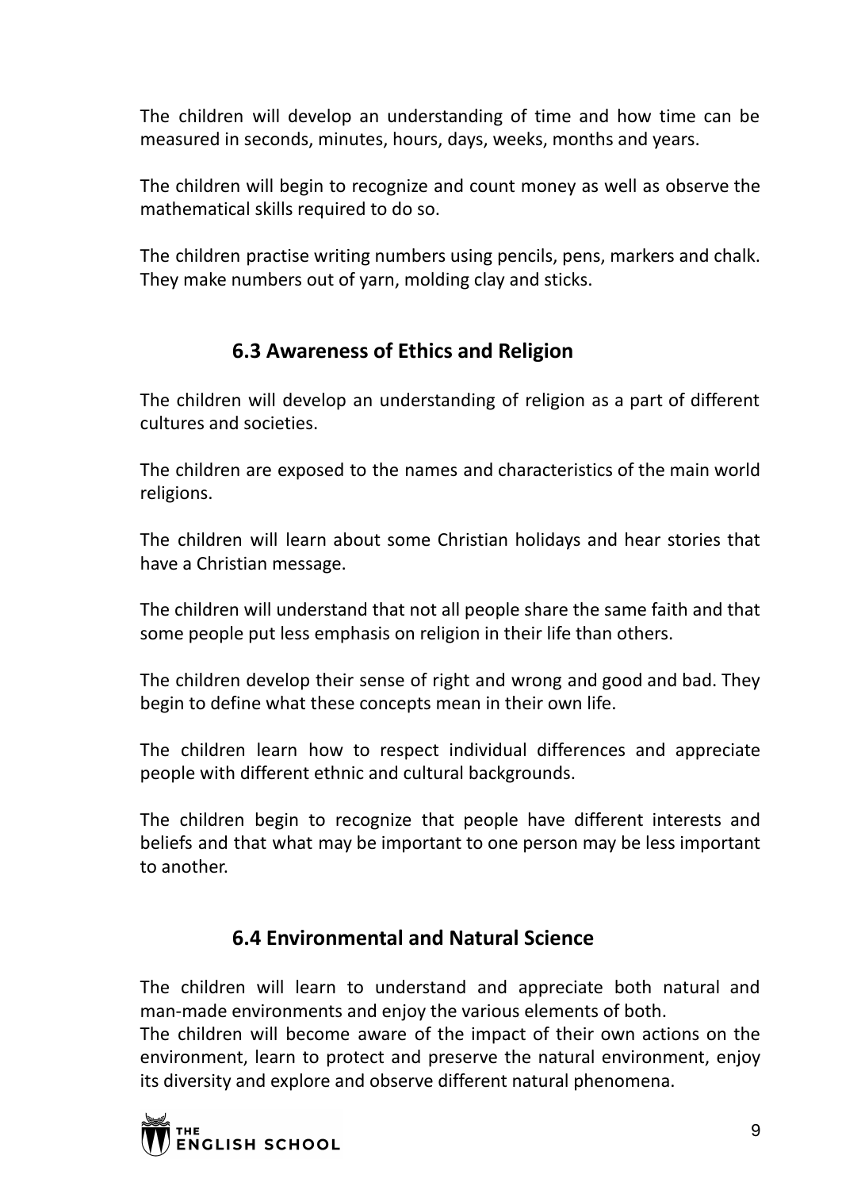The children will develop an understanding of time and how time can be measured in seconds, minutes, hours, days, weeks, months and years.

The children will begin to recognize and count money as well as observe the mathematical skills required to do so.

The children practise writing numbers using pencils, pens, markers and chalk. They make numbers out of yarn, molding clay and sticks.

## 6.3 Awareness of Ethics and Religion

The children will develop an understanding of religion as a part of different cultures and societies.

The children are exposed to the names and characteristics of the main world religions.

The children will learn about some Christian holidays and hear stories that have a Christian message.

The children will understand that not all people share the same faith and that some people put less emphasis on religion in their life than others.

The children develop their sense of right and wrong and good and bad. They begin to define what these concepts mean in their own life.

The children learn how to respect individual differences and appreciate people with different ethnic and cultural backgrounds.

The children begin to recognize that people have different interests and beliefs and that what may be important to one person may be less important to another.

## 6.4 Environmental and Natural Science

The children will learn to understand and appreciate both natural and man-made environments and enjoy the various elements of both.
The children will become aware of the impact of their own actions on the environment, learn to protect and preserve the natural environment, enjoy its diversity and explore and observe different natural phenomena.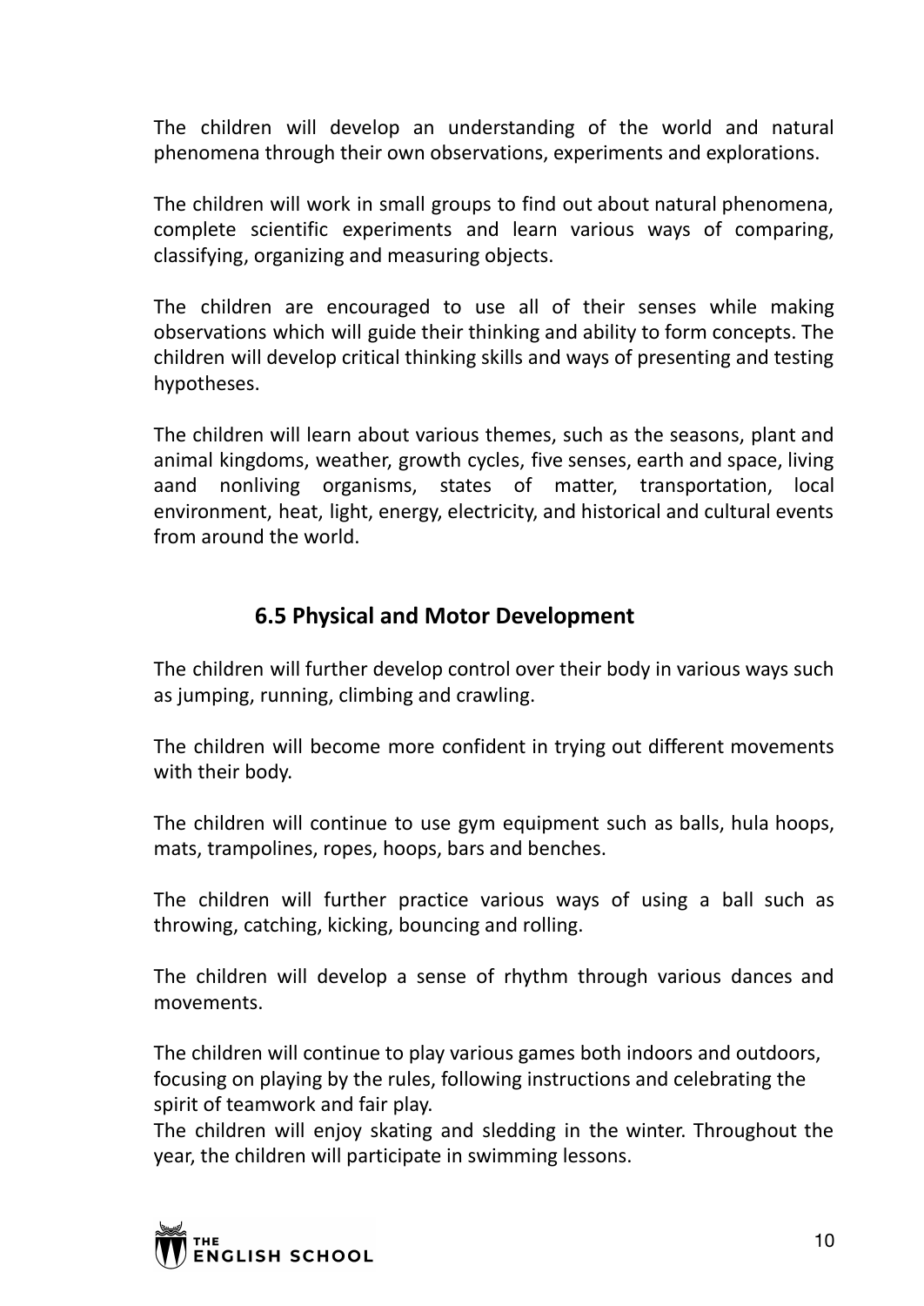The children will develop an understanding of the world and natural phenomena through their own observations, experiments and explorations.

The children will work in small groups to find out about natural phenomena, complete scientific experiments and learn various ways of comparing, classifying, organizing and measuring objects.

The children are encouraged to use all of their senses while making observations which will guide their thinking and ability to form concepts. The children will develop critical thinking skills and ways of presenting and testing hypotheses.

The children will learn about various themes, such as the seasons, plant and animal kingdoms, weather, growth cycles, five senses, earth and space, living aand nonliving organisms, states of matter, transportation, local environment, heat, light, energy, electricity, and historical and cultural events from around the world.

## 6.5 Physical and Motor Development

The children will further develop control over their body in various ways such as jumping, running, climbing and crawling.

The children will become more confident in trying out different movements with their body.

The children will continue to use gym equipment such as balls, hula hoops, mats, trampolines, ropes, hoops, bars and benches.

The children will further practice various ways of using a ball such as throwing, catching, kicking, bouncing and rolling.

The children will develop a sense of rhythm through various dances and movements.

The children will continue to play various games both indoors and outdoors, focusing on playing by the rules, following instructions and celebrating the spirit of teamwork and fair play.
The children will enjoy skating and sledding in the winter. Throughout the year, the children will participate in swimming lessons.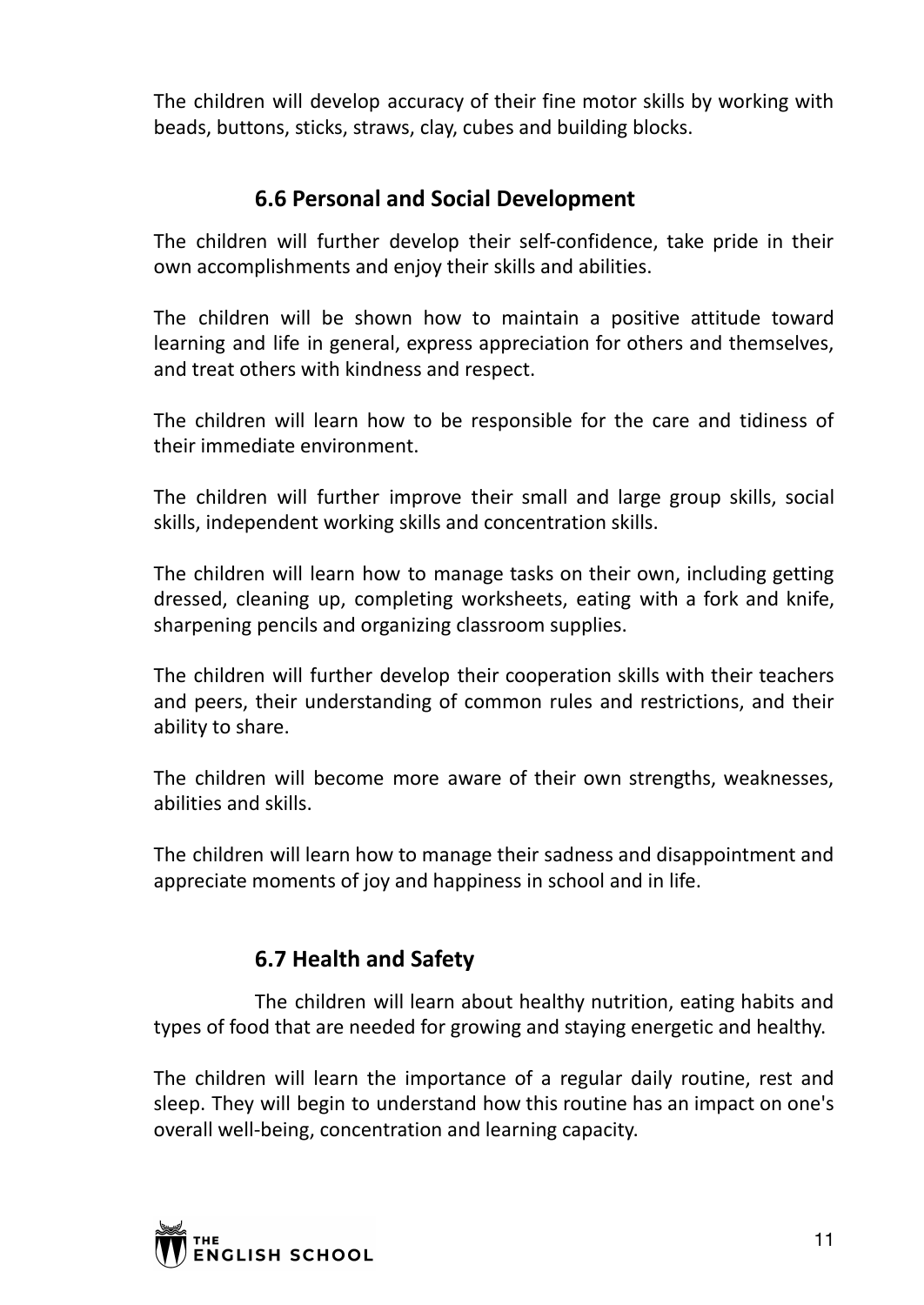The children will develop accuracy of their fine motor skills by working with beads, buttons, sticks, straws, clay, cubes and building blocks.

## 6.6 Personal and Social Development

The children will further develop their self-confidence, take pride in their own accomplishments and enjoy their skills and abilities.

The children will be shown how to maintain a positive attitude toward learning and life in general, express appreciation for others and themselves, and treat others with kindness and respect.

The children will learn how to be responsible for the care and tidiness of their immediate environment.

The children will further improve their small and large group skills, social skills, independent working skills and concentration skills.

The children will learn how to manage tasks on their own, including getting dressed, cleaning up, completing worksheets, eating with a fork and knife, sharpening pencils and organizing classroom supplies.

The children will further develop their cooperation skills with their teachers and peers, their understanding of common rules and restrictions, and their ability to share.

The children will become more aware of their own strengths, weaknesses, abilities and skills.

The children will learn how to manage their sadness and disappointment and appreciate moments of joy and happiness in school and in life.

## 6.7 Health and Safety

The children will learn about healthy nutrition, eating habits and types of food that are needed for growing and staying energetic and healthy.

The children will learn the importance of a regular daily routine, rest and sleep. They will begin to understand how this routine has an impact on one's overall well-being, concentration and learning capacity.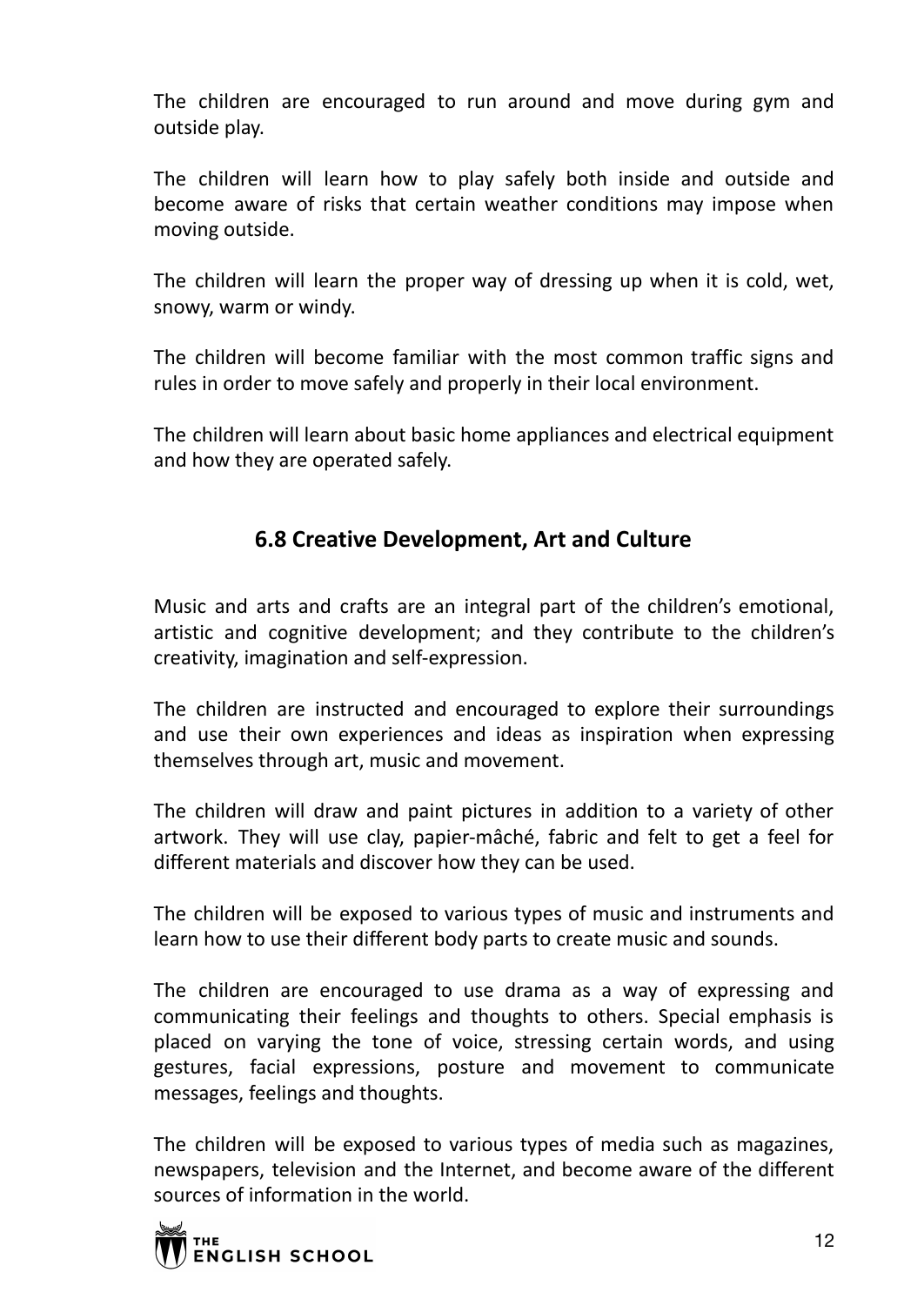The children are encouraged to run around and move during gym and outside play.

The children will learn how to play safely both inside and outside and become aware of risks that certain weather conditions may impose when moving outside.

The children will learn the proper way of dressing up when it is cold, wet, snowy, warm or windy.

The children will become familiar with the most common traffic signs and rules in order to move safely and properly in their local environment.

The children will learn about basic home appliances and electrical equipment and how they are operated safely.

## 6.8 Creative Development, Art and Culture

Music and arts and crafts are an integral part of the children's emotional, artistic and cognitive development; and they contribute to the children's creativity, imagination and self-expression.

The children are instructed and encouraged to explore their surroundings and use their own experiences and ideas as inspiration when expressing themselves through art, music and movement.

The children will draw and paint pictures in addition to a variety of other artwork. They will use clay, papier-mâché, fabric and felt to get a feel for different materials and discover how they can be used.

The children will be exposed to various types of music and instruments and learn how to use their different body parts to create music and sounds.

The children are encouraged to use drama as a way of expressing and communicating their feelings and thoughts to others. Special emphasis is placed on varying the tone of voice, stressing certain words, and using gestures, facial expressions, posture and movement to communicate messages, feelings and thoughts.

The children will be exposed to various types of media such as magazines, newspapers, television and the Internet, and become aware of the different sources of information in the world.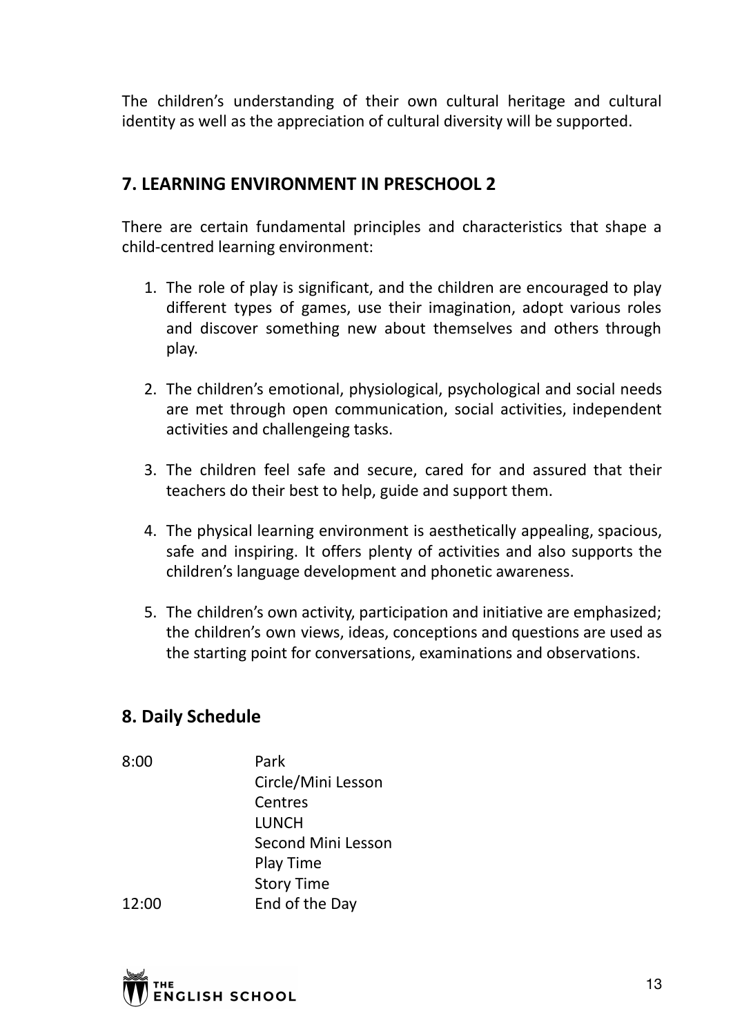The children's understanding of their own cultural heritage and cultural identity as well as the appreciation of cultural diversity will be supported.

## 7. LEARNING ENVIRONMENT IN PRESCHOOL 2

There are certain fundamental principles and characteristics that shape a child-centred learning environment:

1. The role of play is significant, and the children are encouraged to play different types of games, use their imagination, adopt various roles and discover something new about themselves and others through play.

2. The children's emotional, physiological, psychological and social needs are met through open communication, social activities, independent activities and challengeing tasks.

3. The children feel safe and secure, cared for and assured that their teachers do their best to help, guide and support them.

4. The physical learning environment is aesthetically appealing, spacious, safe and inspiring. It offers plenty of activities and also supports the children's language development and phonetic awareness.

5. The children's own activity, participation and initiative are emphasized; the children's own views, ideas, conceptions and questions are used as the starting point for conversations, examinations and observations.

## 8. Daily Schedule

| | |
|---|---|
| 8:00 | Park |
| | Circle/Mini Lesson |
| | Centres |
| | LUNCH |
| | Second Mini Lesson |
| | Play Time |
| | Story Time |
| 12:00 | End of the Day |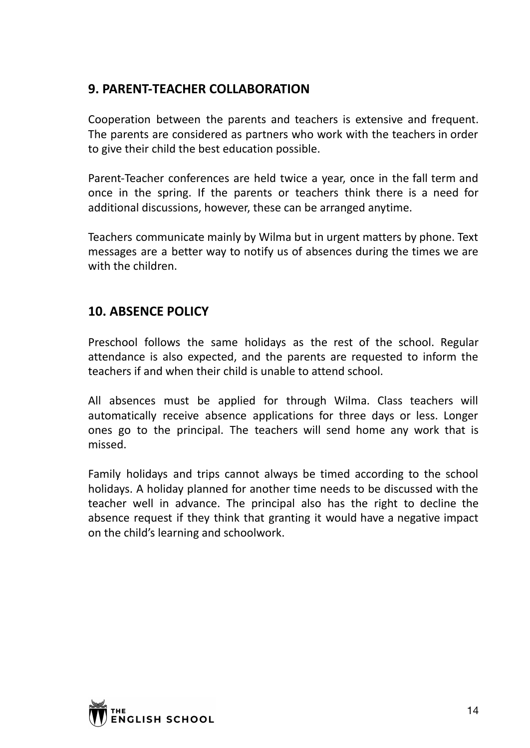## 9. PARENT-TEACHER COLLABORATION

Cooperation between the parents and teachers is extensive and frequent. The parents are considered as partners who work with the teachers in order to give their child the best education possible.

Parent-Teacher conferences are held twice a year, once in the fall term and once in the spring. If the parents or teachers think there is a need for additional discussions, however, these can be arranged anytime.

Teachers communicate mainly by Wilma but in urgent matters by phone. Text messages are a better way to notify us of absences during the times we are with the children.

## 10. ABSENCE POLICY

Preschool follows the same holidays as the rest of the school. Regular attendance is also expected, and the parents are requested to inform the teachers if and when their child is unable to attend school.

All absences must be applied for through Wilma. Class teachers will automatically receive absence applications for three days or less. Longer ones go to the principal. The teachers will send home any work that is missed.

Family holidays and trips cannot always be timed according to the school holidays. A holiday planned for another time needs to be discussed with the teacher well in advance. The principal also has the right to decline the absence request if they think that granting it would have a negative impact on the child's learning and schoolwork.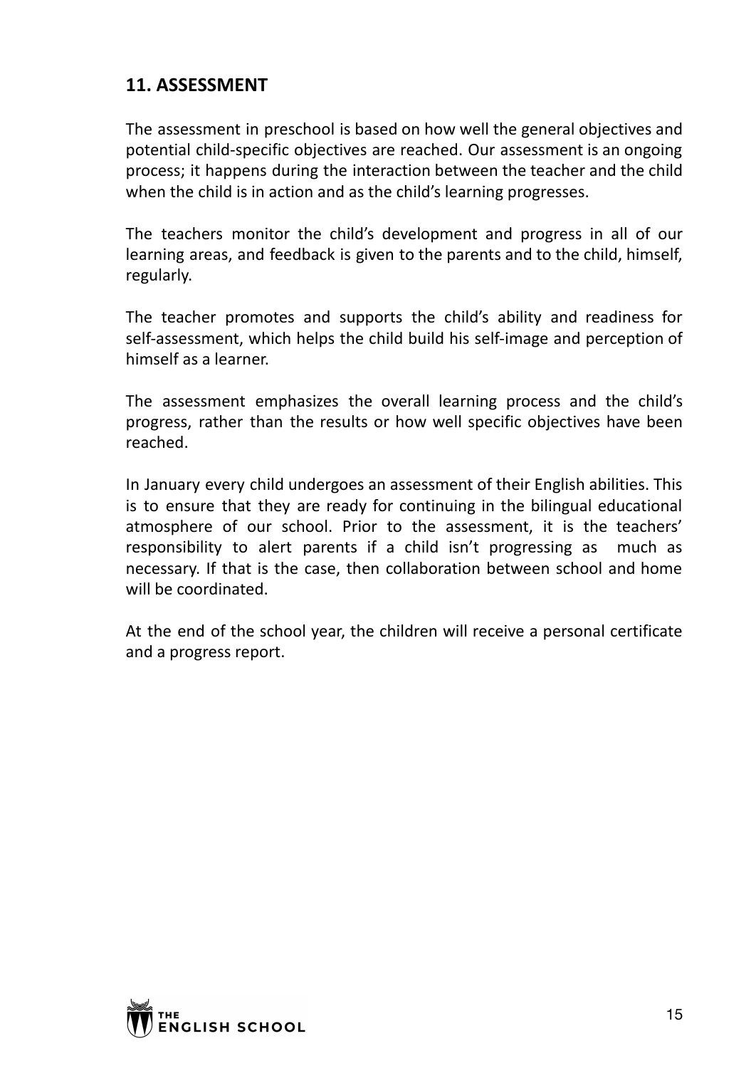## 11. ASSESSMENT

The assessment in preschool is based on how well the general objectives and potential child-specific objectives are reached. Our assessment is an ongoing process; it happens during the interaction between the teacher and the child when the child is in action and as the child's learning progresses.

The teachers monitor the child's development and progress in all of our learning areas, and feedback is given to the parents and to the child, himself, regularly.

The teacher promotes and supports the child's ability and readiness for self-assessment, which helps the child build his self-image and perception of himself as a learner.

The assessment emphasizes the overall learning process and the child's progress, rather than the results or how well specific objectives have been reached.

In January every child undergoes an assessment of their English abilities. This is to ensure that they are ready for continuing in the bilingual educational atmosphere of our school. Prior to the assessment, it is the teachers' responsibility to alert parents if a child isn't progressing as much as necessary. If that is the case, then collaboration between school and home will be coordinated.

At the end of the school year, the children will receive a personal certificate and a progress report.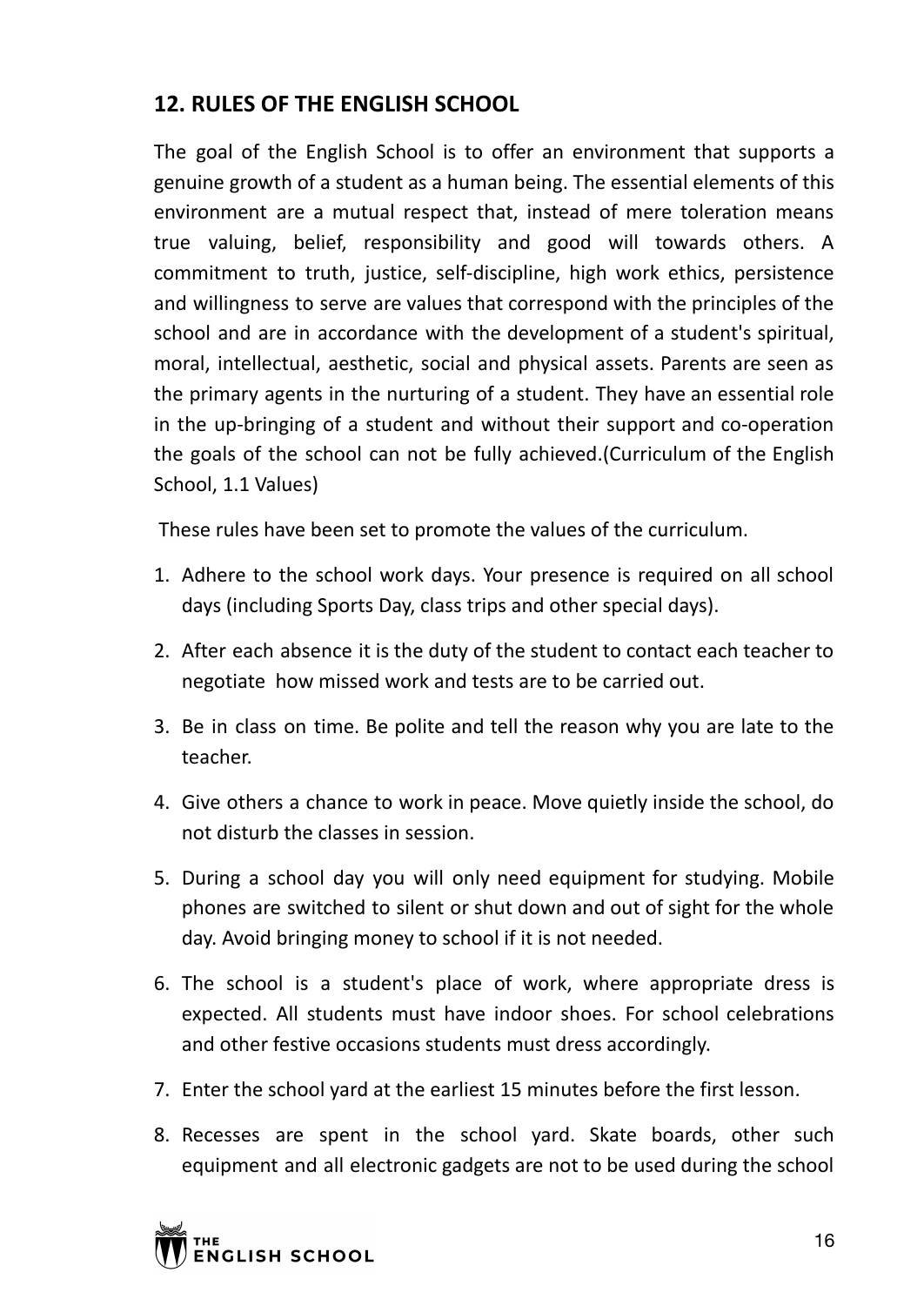## 12. RULES OF THE ENGLISH SCHOOL

The goal of the English School is to offer an environment that supports a genuine growth of a student as a human being. The essential elements of this environment are a mutual respect that, instead of mere toleration means true valuing, belief, responsibility and good will towards others. A commitment to truth, justice, self-discipline, high work ethics, persistence and willingness to serve are values that correspond with the principles of the school and are in accordance with the development of a student's spiritual, moral, intellectual, aesthetic, social and physical assets. Parents are seen as the primary agents in the nurturing of a student. They have an essential role in the up-bringing of a student and without their support and co-operation the goals of the school can not be fully achieved.(Curriculum of the English School, 1.1 Values)

These rules have been set to promote the values of the curriculum.

1. Adhere to the school work days. Your presence is required on all school days (including Sports Day, class trips and other special days).
2. After each absence it is the duty of the student to contact each teacher to negotiate how missed work and tests are to be carried out.
3. Be in class on time. Be polite and tell the reason why you are late to the teacher.
4. Give others a chance to work in peace. Move quietly inside the school, do not disturb the classes in session.
5. During a school day you will only need equipment for studying. Mobile phones are switched to silent or shut down and out of sight for the whole day. Avoid bringing money to school if it is not needed.
6. The school is a student's place of work, where appropriate dress is expected. All students must have indoor shoes. For school celebrations and other festive occasions students must dress accordingly.
7. Enter the school yard at the earliest 15 minutes before the first lesson.
8. Recesses are spent in the school yard. Skate boards, other such equipment and all electronic gadgets are not to be used during the school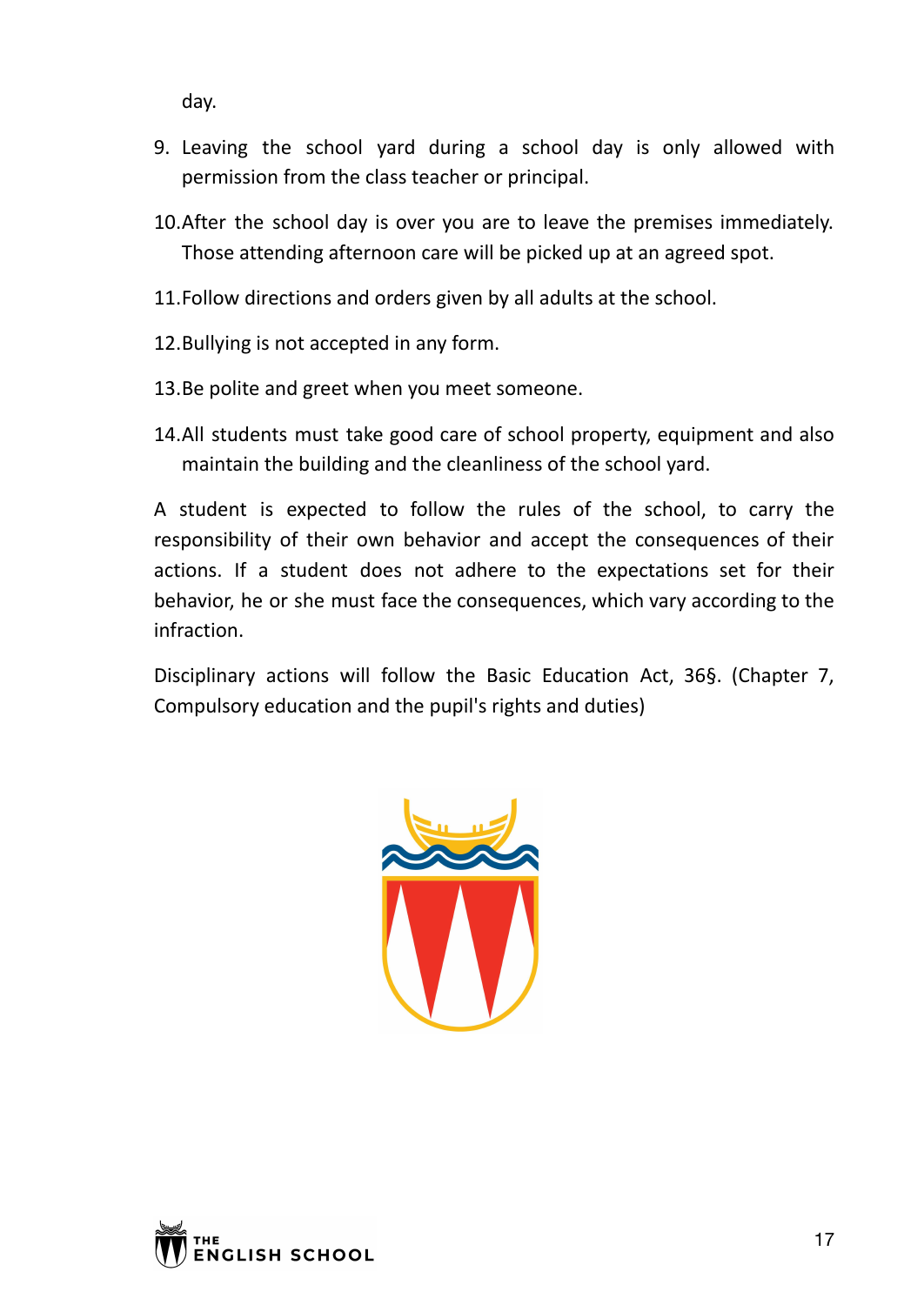day.

9. Leaving the school yard during a school day is only allowed with permission from the class teacher or principal.

10. After the school day is over you are to leave the premises immediately. Those attending afternoon care will be picked up at an agreed spot.

11. Follow directions and orders given by all adults at the school.

12. Bullying is not accepted in any form.

13. Be polite and greet when you meet someone.

14. All students must take good care of school property, equipment and also maintain the building and the cleanliness of the school yard.

A student is expected to follow the rules of the school, to carry the responsibility of their own behavior and accept the consequences of their actions. If a student does not adhere to the expectations set for their behavior, he or she must face the consequences, which vary according to the infraction.

Disciplinary actions will follow the Basic Education Act, 36§. (Chapter 7, Compulsory education and the pupil's rights and duties)